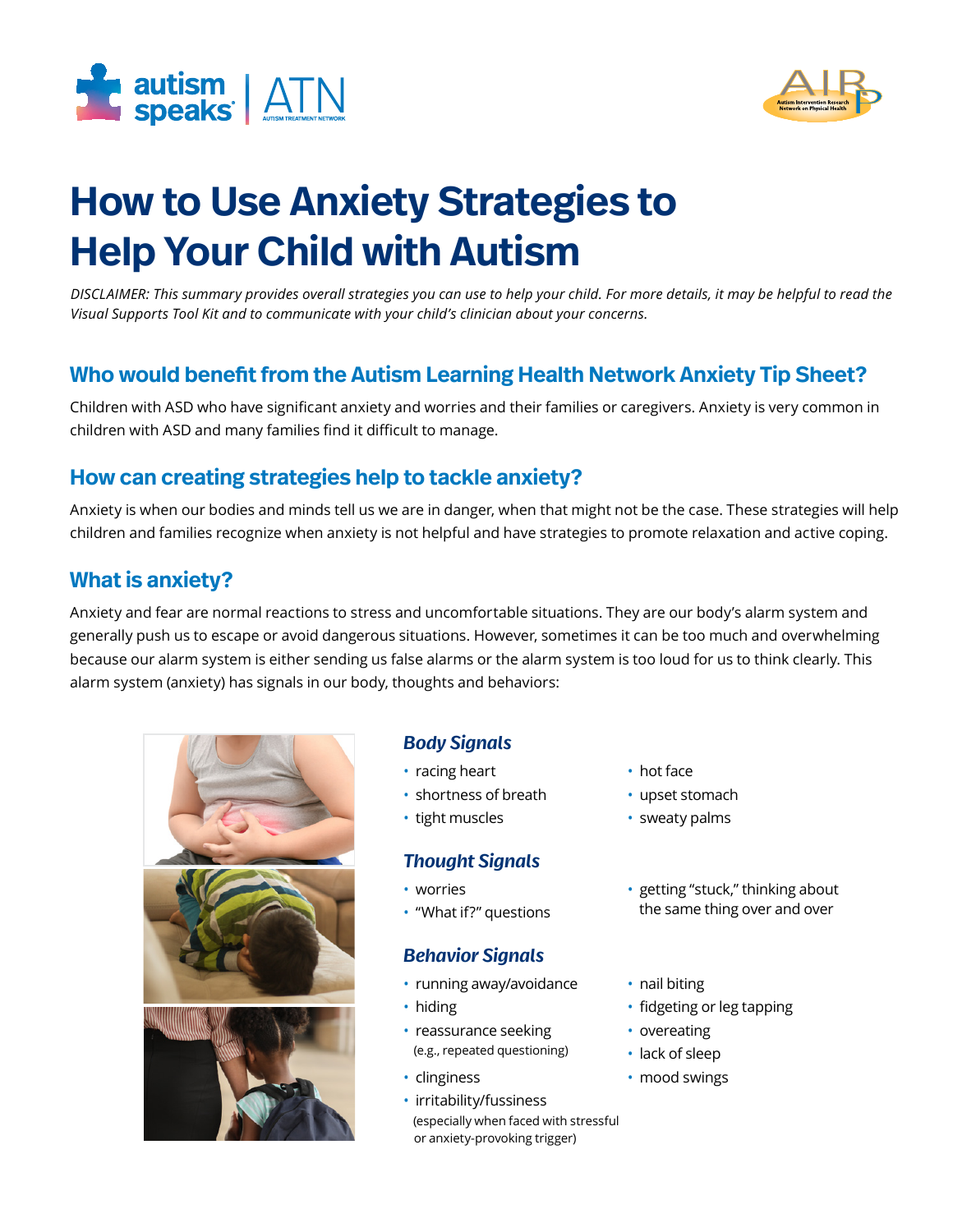# How to Use Anxiety Strategies to Help Your Child with Autism

*DISCLAIMER: This summary provides overall strategies you can use to help your child. For more details, it may be helpful to read the Visual Supports Tool Kit and to communicate with your child's clinician about your concerns.*

## Who would benefit from the Autism Learning Health Network Anxiety Tip Sheet?

Children with ASD who have significant anxiety and worries and their families or caregivers. Anxiety is very common in children with ASD and many families find it difficult to manage.

## How can creating strategies help to tackle anxiety?

Anxiety is when our bodies and minds tell us we are in danger, when that might not be the case. These strategies will help children and families recognize when anxiety is not helpful and have strategies to promote relaxation and active coping.

## What is anxiety?

Anxiety and fear are normal reactions to stress and uncomfortable situations. They are our body's alarm system and generally push us to escape or avoid dangerous situations. However, sometimes it can be too much and overwhelming because our alarm system is either sending us false alarms or the alarm system is too loud for us to think clearly. This alarm system (anxiety) has signals in our body, thoughts and behaviors:

### *Body Signals*

- racing heart
- shortness of breath
- tight muscles
- hot face
- upset stomach
- sweaty palms

### *Thought Signals*

- worries
- "What if?" questions
- getting "stuck," thinking about the same thing over and over

### *Behavior Signals*

- running away/avoidance
- hiding
- reassurance seeking (e.g., repeated questioning)
- clinginess
- irritability/fussiness (especially when faced with stressful or anxiety-provoking trigger)
- nail biting
- fidgeting or leg tapping
- overeating
- lack of sleep
- mood swings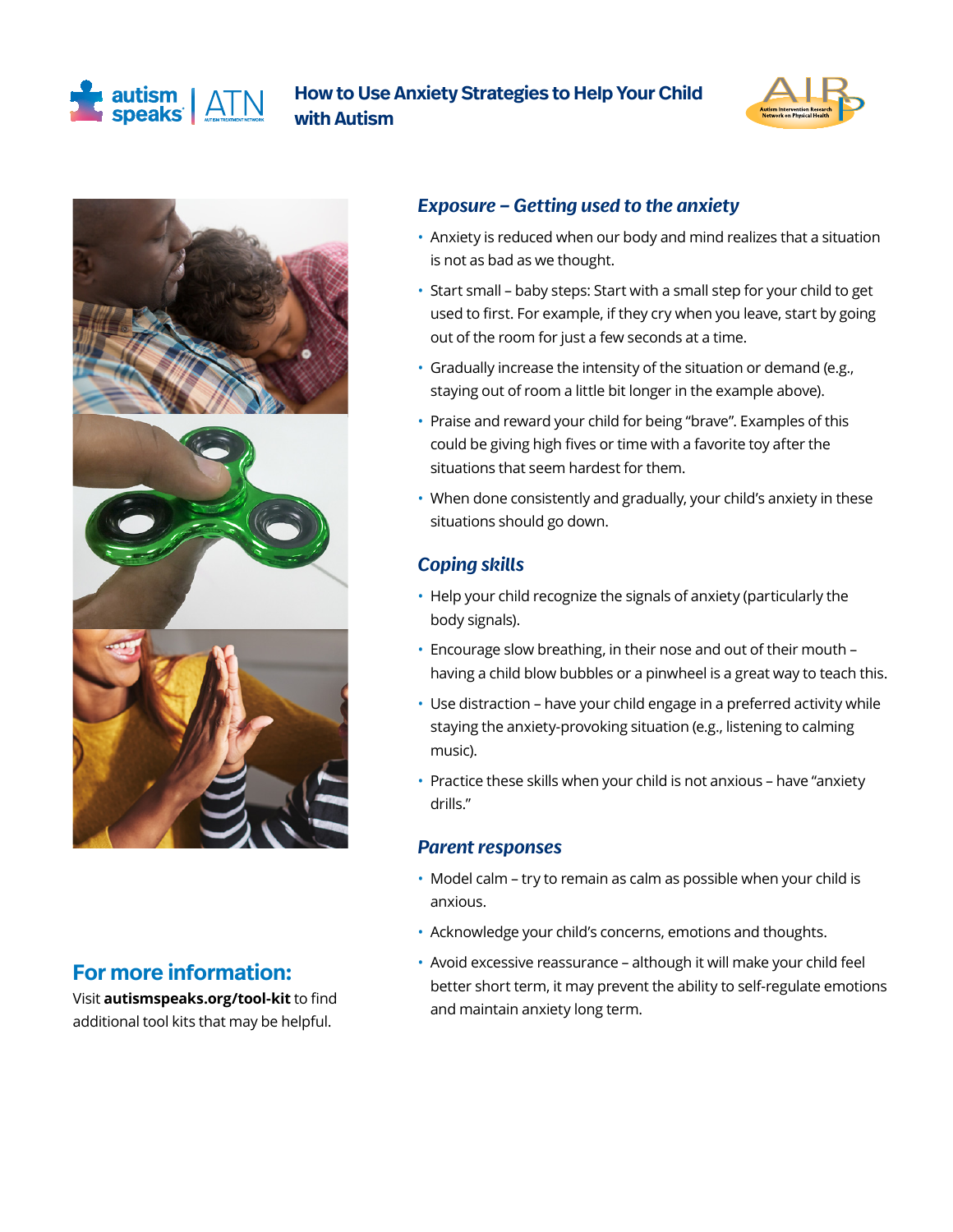# How to Use Anxiety Strategies to Help Your Child with Autism

## *Exposure – Getting used to the anxiety*

- Anxiety is reduced when our body and mind realizes that a situation is not as bad as we thought.
- Start small – baby steps: Start with a small step for your child to get used to first. For example, if they cry when you leave, start by going out of the room for just a few seconds at a time.
- Gradually increase the intensity of the situation or demand (e.g., staying out of room a little bit longer in the example above).
- Praise and reward your child for being "brave". Examples of this could be giving high fives or time with a favorite toy after the situations that seem hardest for them.
- When done consistently and gradually, your child's anxiety in these situations should go down.

## *Coping skills*

- Help your child recognize the signals of anxiety (particularly the body signals).
- Encourage slow breathing, in their nose and out of their mouth – having a child blow bubbles or a pinwheel is a great way to teach this.
- Use distraction – have your child engage in a preferred activity while staying the anxiety-provoking situation (e.g., listening to calming music).
- Practice these skills when your child is not anxious – have "anxiety drills."

## *Parent responses*

- Model calm – try to remain as calm as possible when your child is anxious.
- Acknowledge your child's concerns, emotions and thoughts.
- Avoid excessive reassurance – although it will make your child feel better short term, it may prevent the ability to self-regulate emotions and maintain anxiety long term.

## For more information:

Visit **autismspeaks.org/tool-kit** to find additional tool kits that may be helpful.